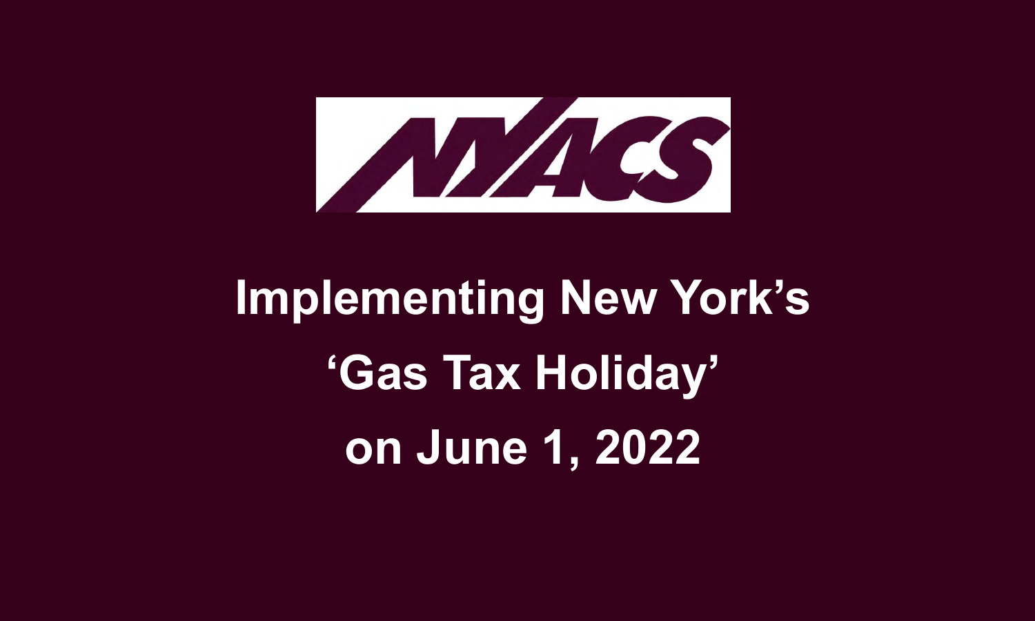NYACS

# Implementing New York's 'Gas Tax Holiday' on June 1, 2022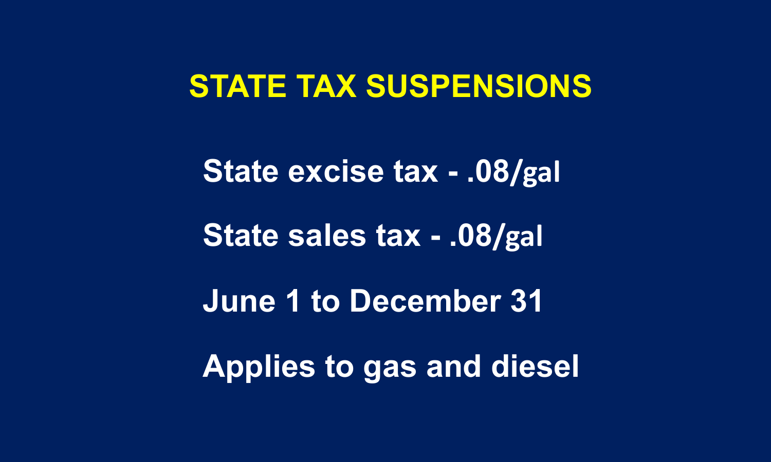# STATE TAX SUSPENSIONS

State excise tax - .08/gal

State sales tax - .08/gal

June 1 to December 31

Applies to gas and diesel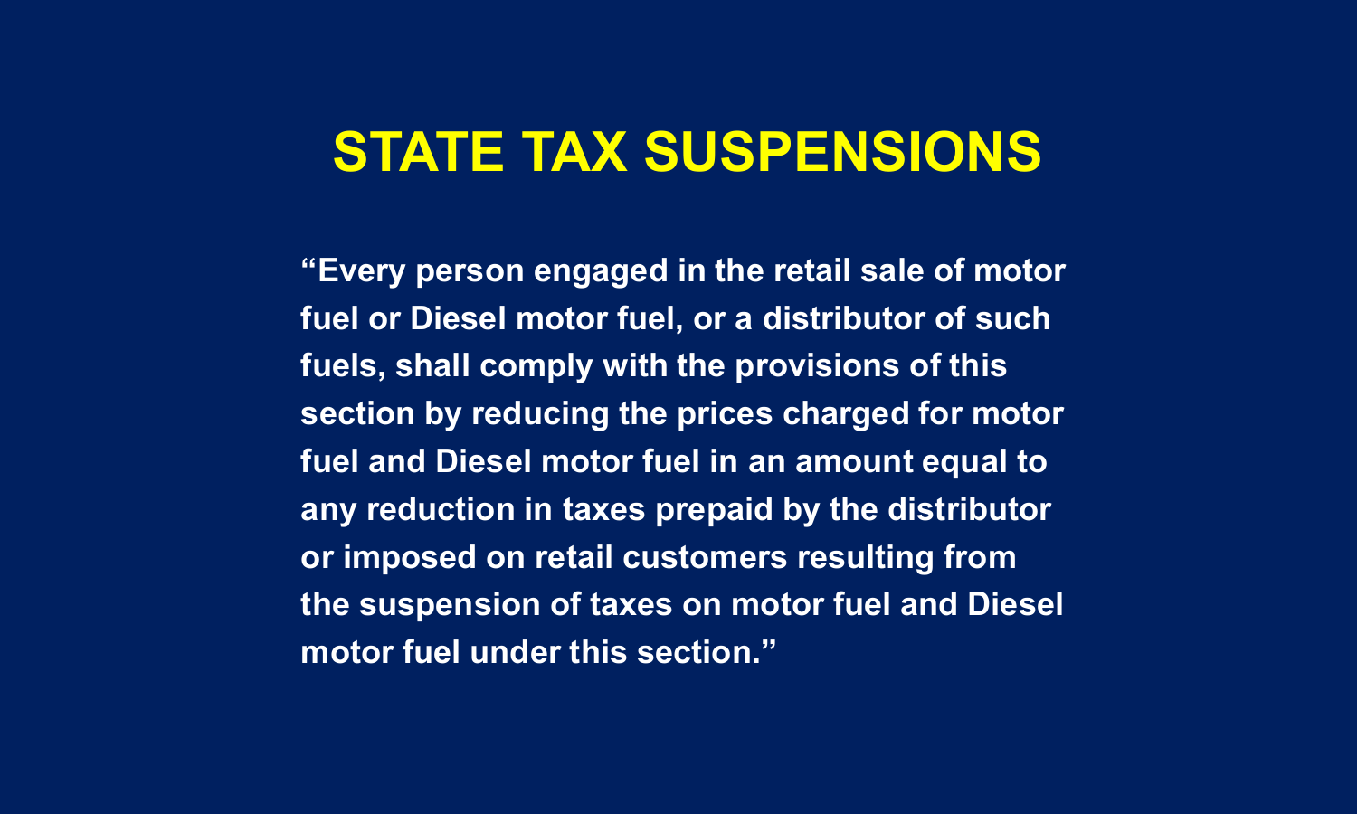# STATE TAX SUSPENSIONS

**“Every person engaged in the retail sale of motor fuel or Diesel motor fuel, or a distributor of such fuels, shall comply with the provisions of this section by reducing the prices charged for motor fuel and Diesel motor fuel in an amount equal to any reduction in taxes prepaid by the distributor or imposed on retail customers resulting from the suspension of taxes on motor fuel and Diesel motor fuel under this section.”**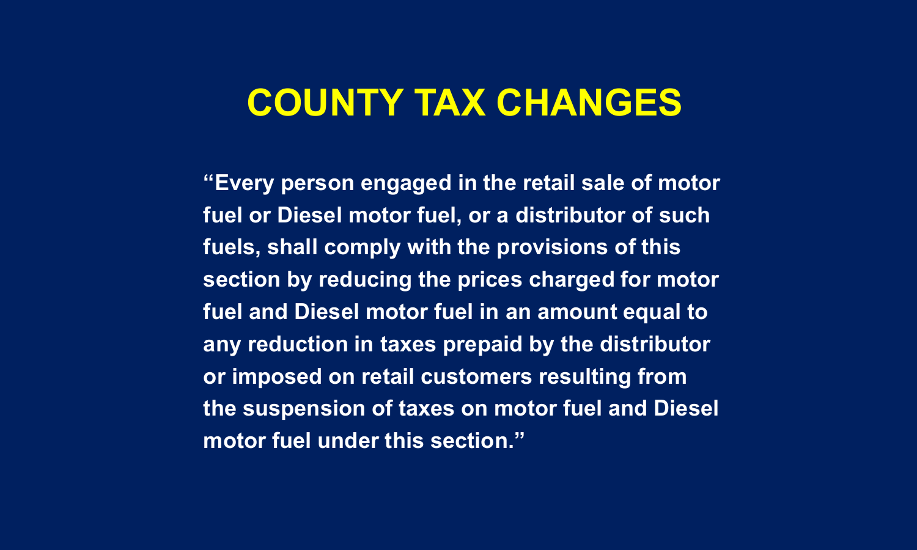# COUNTY TAX CHANGES

**“Every person engaged in the retail sale of motor fuel or Diesel motor fuel, or a distributor of such fuels, shall comply with the provisions of this section by reducing the prices charged for motor fuel and Diesel motor fuel in an amount equal to any reduction in taxes prepaid by the distributor or imposed on retail customers resulting from the suspension of taxes on motor fuel and Diesel motor fuel under this section.”**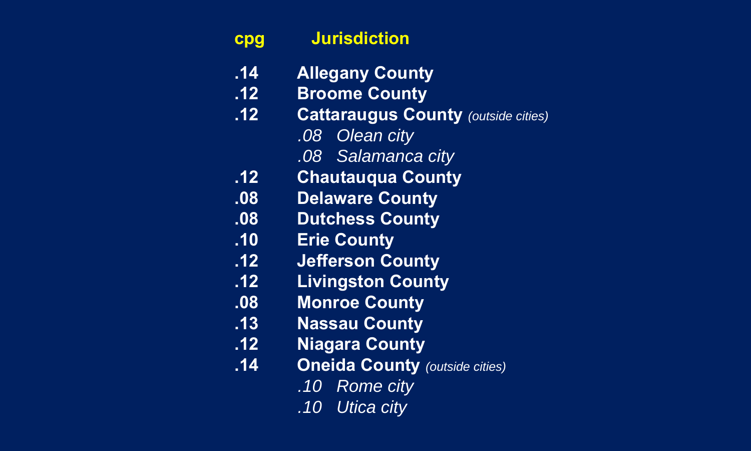| cpg | Jurisdiction |
|---|---|
| .14 | **Allegany County** |
| .12 | **Broome County** |
| .12 | **Cattaraugus County** *(outside cities)* |
| | *.08 Olean city* |
| | *.08 Salamanca city* |
| .12 | **Chautauqua County** |
| .08 | **Delaware County** |
| .08 | **Dutchess County** |
| .10 | **Erie County** |
| .12 | **Jefferson County** |
| .12 | **Livingston County** |
| .08 | **Monroe County** |
| .13 | **Nassau County** |
| .12 | **Niagara County** |
| .14 | **Oneida County** *(outside cities)* |
| | *.10 Rome city* |
| | *.10 Utica city* |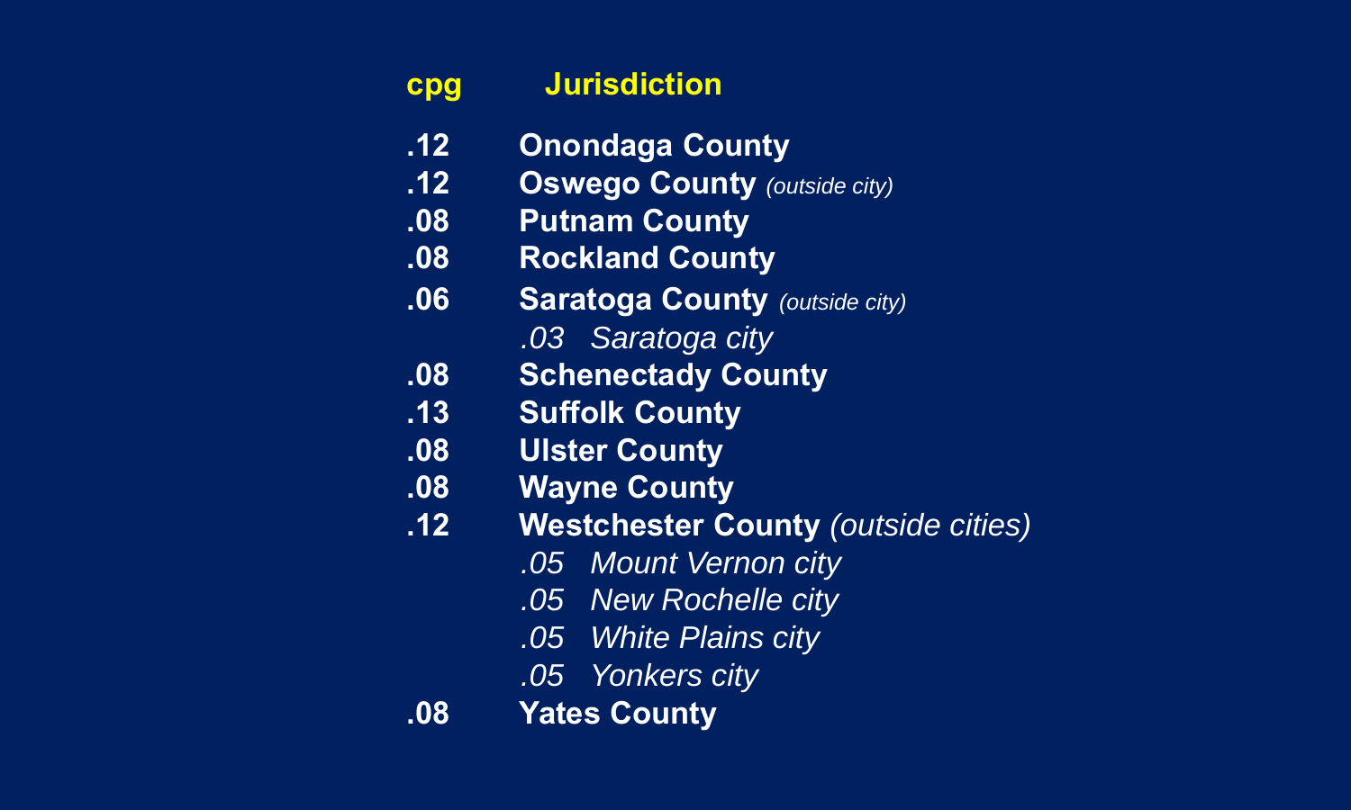| cpg | Jurisdiction |
|---|---|
| .12 | **Onondaga County** |
| .12 | **Oswego County** *(outside city)* |
| .08 | **Putnam County** |
| .08 | **Rockland County** |
| .06 | **Saratoga County** *(outside city)* |
| | *.03 Saratoga city* |
| .08 | **Schenectady County** |
| .13 | **Suffolk County** |
| .08 | **Ulster County** |
| .08 | **Wayne County** |
| .12 | **Westchester County** *(outside cities)* |
| | *.05 Mount Vernon city* |
| | *.05 New Rochelle city* |
| | *.05 White Plains city* |
| | *.05 Yonkers city* |
| .08 | **Yates County** |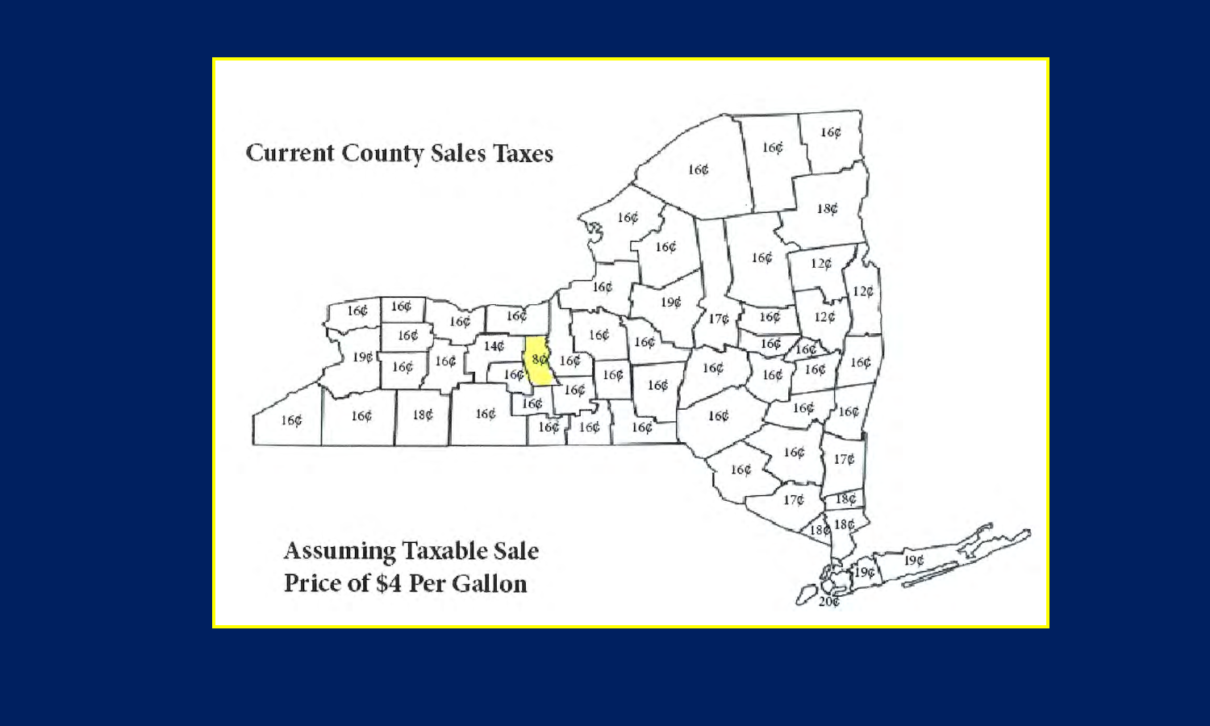# Current County Sales Taxes

Assuming Taxable Sale Price of $4 Per Gallon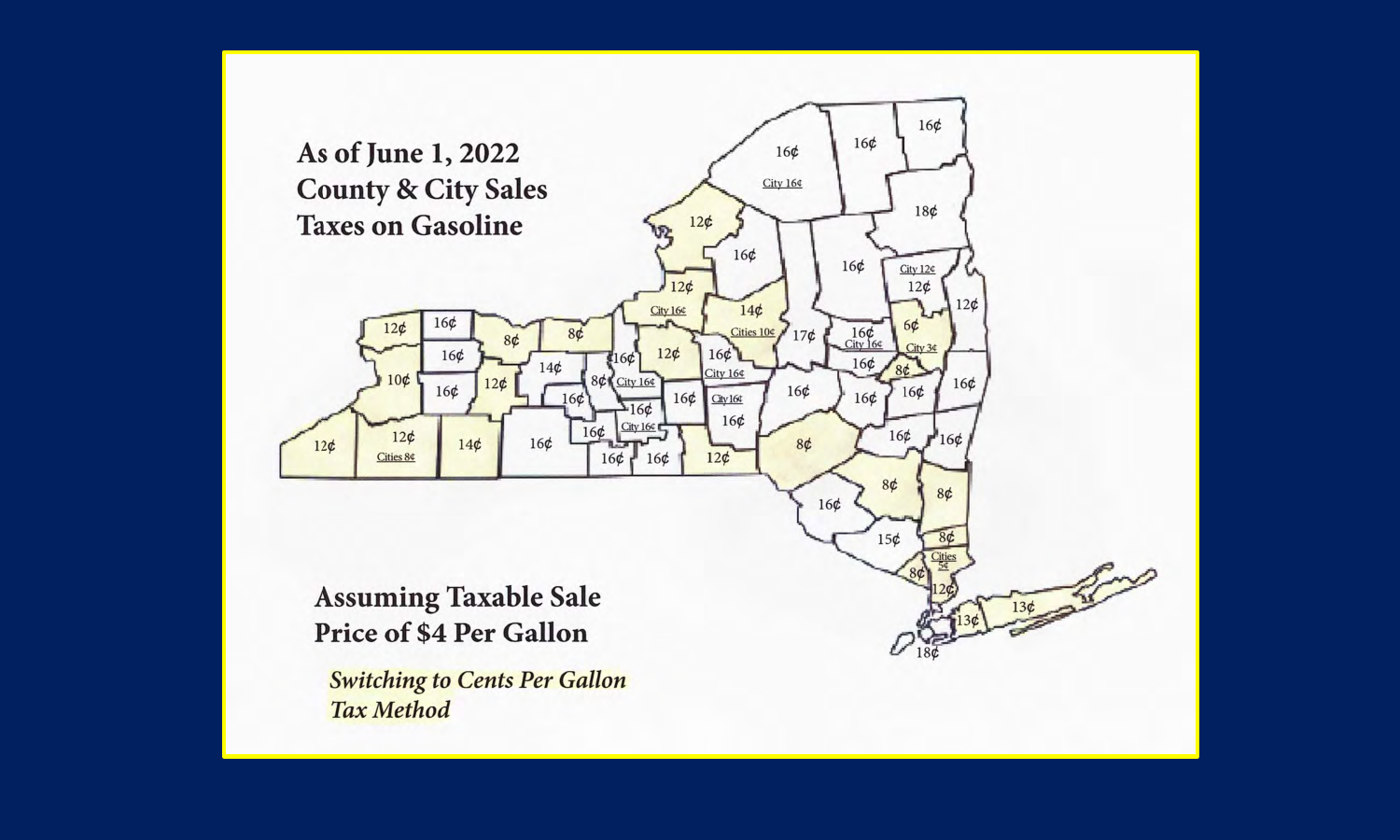# As of June 1, 2022 County & City Sales Taxes on Gasoline

## Assuming Taxable Sale Price of $4 Per Gallon

*Switching to Cents Per Gallon Tax Method*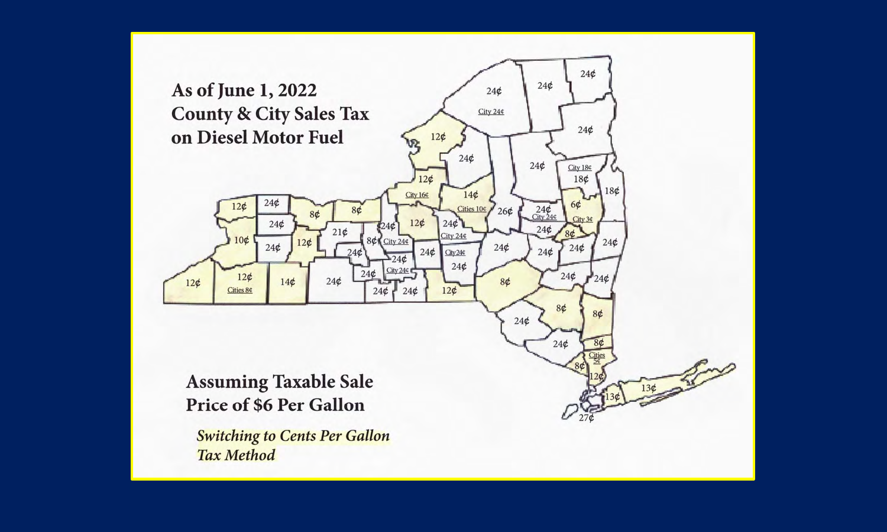# As of June 1, 2022 County & City Sales Tax on Diesel Motor Fuel

## Assuming Taxable Sale Price of $6 Per Gallon

*Switching to Cents Per Gallon Tax Method*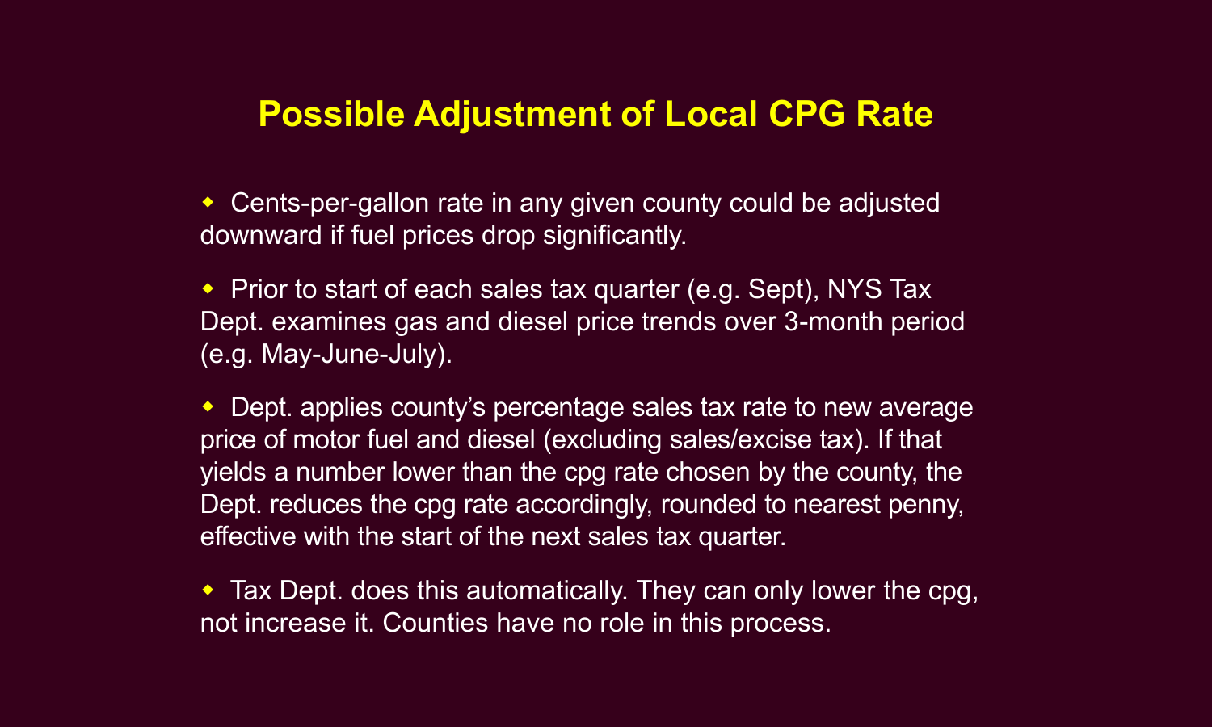# Possible Adjustment of Local CPG Rate

- Cents-per-gallon rate in any given county could be adjusted downward if fuel prices drop significantly.
- Prior to start of each sales tax quarter (e.g. Sept), NYS Tax Dept. examines gas and diesel price trends over 3-month period (e.g. May-June-July).
- Dept. applies county's percentage sales tax rate to new average price of motor fuel and diesel (excluding sales/excise tax). If that yields a number lower than the cpg rate chosen by the county, the Dept. reduces the cpg rate accordingly, rounded to nearest penny, effective with the start of the next sales tax quarter.
- Tax Dept. does this automatically. They can only lower the cpg, not increase it. Counties have no role in this process.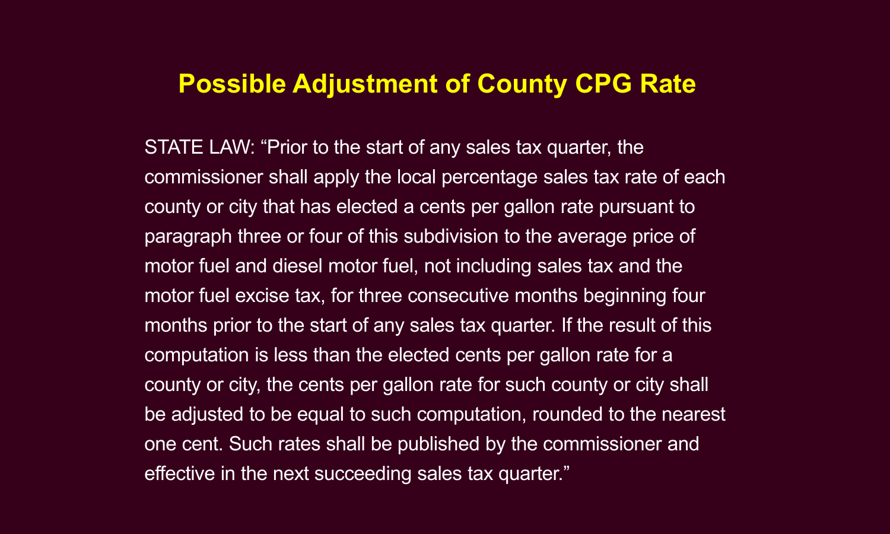# Possible Adjustment of County CPG Rate

STATE LAW: "Prior to the start of any sales tax quarter, the commissioner shall apply the local percentage sales tax rate of each county or city that has elected a cents per gallon rate pursuant to paragraph three or four of this subdivision to the average price of motor fuel and diesel motor fuel, not including sales tax and the motor fuel excise tax, for three consecutive months beginning four months prior to the start of any sales tax quarter. If the result of this computation is less than the elected cents per gallon rate for a county or city, the cents per gallon rate for such county or city shall be adjusted to be equal to such computation, rounded to the nearest one cent. Such rates shall be published by the commissioner and effective in the next succeeding sales tax quarter."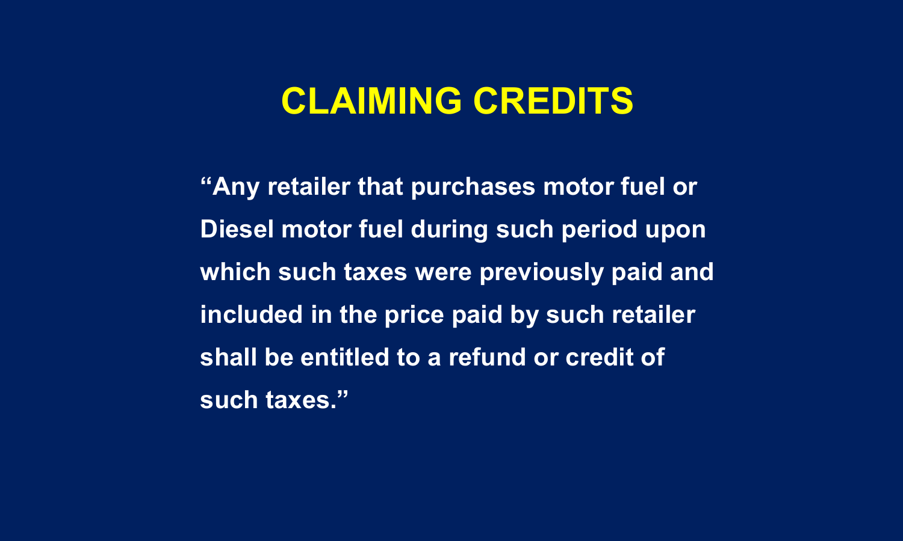# CLAIMING CREDITS

**“Any retailer that purchases motor fuel or Diesel motor fuel during such period upon which such taxes were previously paid and included in the price paid by such retailer shall be entitled to a refund or credit of such taxes.”**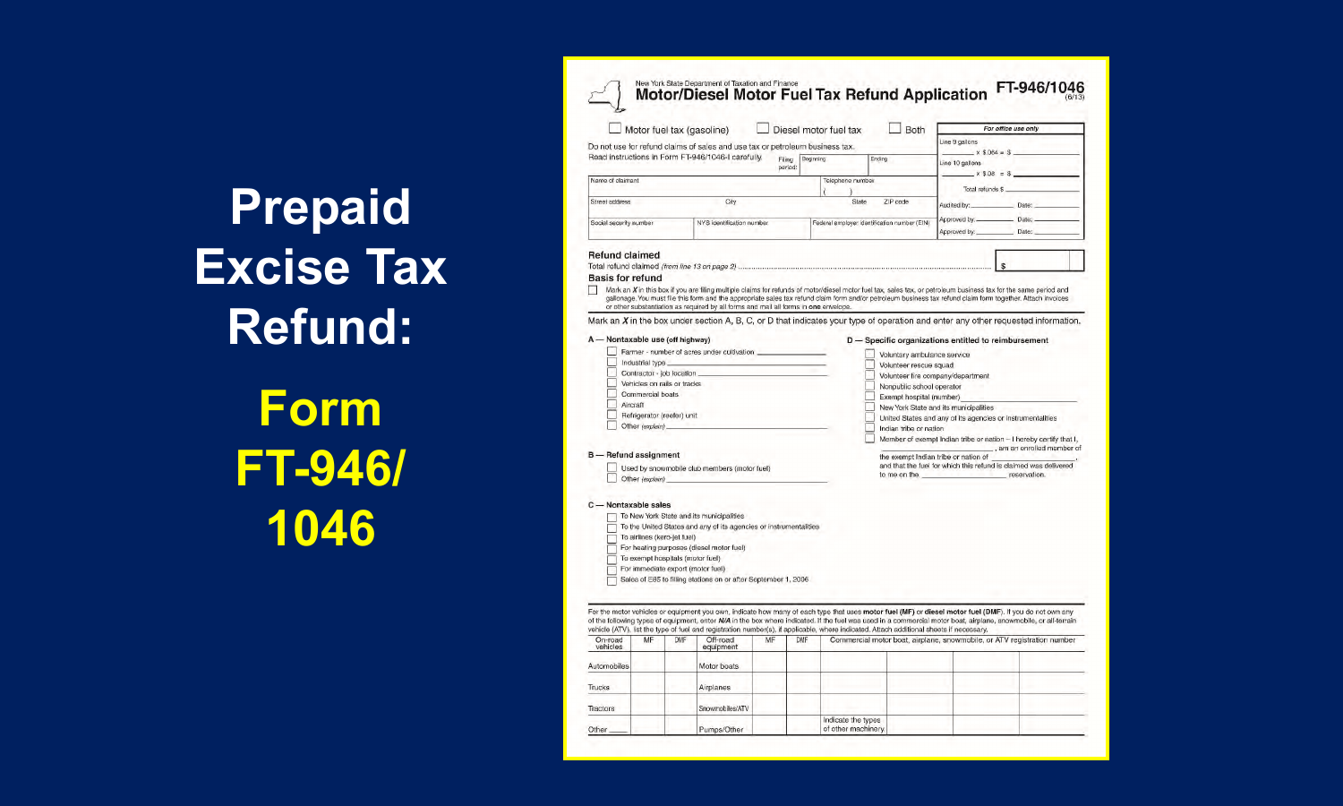# Prepaid Excise Tax Refund:

## Form FT-946/ 1046

New York State Department of Taxation and Finance

### Motor/Diesel Motor Fuel Tax Refund Application

FT-946/1046 (6/13)

☐ Motor fuel tax (gasoline) ☐ Diesel motor fuel tax ☐ Both

Do not use for refund claims of sales and use tax or petroleum business tax.

Read instructions in Form FT-946/1046-I carefully. Filing period: Beginning / Ending

| For office use only |
|---|
| Line 9 gallons ____ x $.064 = $ ____ |
| Line 10 gallons ____ x $.08 = $ ____ |
| Total refunds $ ____ |
| Audited by: ____ Date: ____ |
| Approved by: ____ Date: ____ |
| Approved by: ____ Date: ____ |

| Name of claimant | | | Telephone number | |
|---|---|---|---|---|
| Street address | City | | State | ZIP code |
| Social security number | NYS identification number | | Federal employer identification number (EIN) | |

**Refund claimed**

Total refund claimed *(from line 13 on page 2)* ........ $

**Basis for refund**

☐ Mark an *X* in this box if you are filing multiple claims for refunds of motor/diesel motor fuel tax, sales tax, or petroleum business tax for the same period and gallonage. You must file this form and the appropriate sales tax refund claim form and/or petroleum business tax refund claim form together. Attach invoices or other substantiation as required by all forms and mail all forms in **one** envelope.

Mark an *X* in the box under section A, B, C, or D that indicates your type of operation and enter any other requested information.

**A — Nontaxable use (off highway)**

- ☐ Farmer - number of acres under cultivation ____
- ☐ Industrial type ____
- ☐ Contractor - job location ____
- ☐ Vehicles on rails or tracks
- ☐ Commercial boats
- ☐ Aircraft
- ☐ Refrigerator (reefer) unit
- ☐ Other *(explain)* ____

**B — Refund assignment**

- ☐ Used by snowmobile club members (motor fuel)
- ☐ Other *(explain)* ____

**C — Nontaxable sales**

- ☐ To New York State and its municipalities
- ☐ To the United States and any of its agencies or instrumentalities
- ☐ To airlines (kero-jet fuel)
- ☐ For heating purposes (diesel motor fuel)
- ☐ To exempt hospitals (motor fuel)
- ☐ For immediate export (motor fuel)
- ☐ Sales of E85 to filling stations on or after September 1, 2006

**D — Specific organizations entitled to reimbursement**

- ☐ Voluntary ambulance service
- ☐ Volunteer rescue squad
- ☐ Volunteer fire company/department
- ☐ Nonpublic school operator
- ☐ Exempt hospital (number) ____
- ☐ New York State and its municipalities
- ☐ United States and any of its agencies or instrumentalities
- ☐ Indian tribe or nation
- ☐ Member of exempt Indian tribe or nation – I hereby certify that I, ____, am an enrolled member of the exempt Indian tribe or nation of ____, and that the fuel for which this refund is claimed was delivered to me on the ____ reservation.

For the motor vehicles or equipment you own, indicate how many of each type that uses **motor fuel (MF)** or **diesel motor fuel (DMF)**. If you do not own any of the following types of equipment, enter *N/A* in the box where indicated. If the fuel was used in a commercial motor boat, airplane, snowmobile, or all-terrain vehicle (ATV), list the type of fuel and registration number(s), if applicable, where indicated. Attach additional sheets if necessary.

| On-road vehicles | MF | DMF | Off-road equipment | MF | DMF | Commercial motor boat, airplane, snowmobile, or ATV registration number | | | |
|---|---|---|---|---|---|---|---|---|---|
| Automobiles | | | Motor boats | | | | | | |
| Trucks | | | Airplanes | | | | | | |
| Tractors | | | Snowmobiles/ATV | | | | | | |
| Other ____ | | | Pumps/Other | | | Indicate the types of other machinery | | | |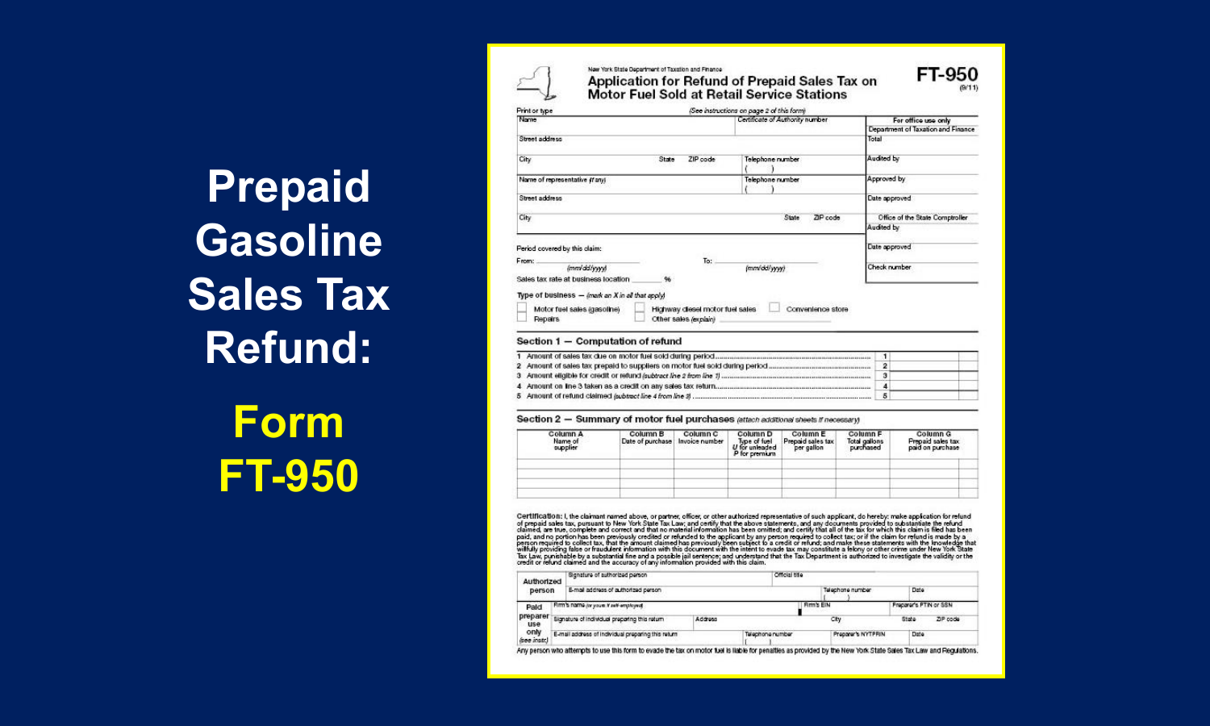# Prepaid Gasoline Sales Tax Refund:

## Form FT-950

New York State Department of Taxation and Finance

**Application for Refund of Prepaid Sales Tax on Motor Fuel Sold at Retail Service Stations**

**FT-950** (9/11)

Print or type *(See instructions on page 2 of this form)*

| Name | | | Certificate of Authority number | For office use only |
|---|---|---|---|---|
| | | | | Department of Taxation and Finance |
| Street address | | | | Total |
| City | State | ZIP code | Telephone number ( ) | Audited by |
| Name of representative *(if any)* | | | Telephone number ( ) | Approved by |
| Street address | | | | Date approved |
| City | State | ZIP code | | Office of the State Comptroller |
| | | | | Audited by |
| | | | | Date approved |
| | | | | Check number |

Period covered by this claim:

From: ____________ *(mm/dd/yyyy)* To: ____________ *(mm/dd/yyyy)*

Sales tax rate at business location ______ %

Type of business — *(mark an X in all that apply)*

☐ Motor fuel sales (gasoline) ☐ Highway diesel motor fuel sales ☐ Convenience store
☐ Repairs ☐ Other sales *(explain)* ____________

### Section 1 — Computation of refund

| | | | |
|---|---|---|---|
| 1 | Amount of sales tax due on motor fuel sold during period | 1 | |
| 2 | Amount of sales tax prepaid to suppliers on motor fuel sold during period | 2 | |
| 3 | Amount eligible for credit or refund *(subtract line 2 from line 1)* | 3 | |
| 4 | Amount on line 3 taken as a credit on any sales tax return | 4 | |
| 5 | Amount of refund claimed *(subtract line 4 from line 3)* | 5 | |

### Section 2 — Summary of motor fuel purchases *(attach additional sheets if necessary)*

| Column A Name of supplier | Column B Date of purchase | Column C Invoice number | Column D Type of fuel U for unleaded P for premium | Column E Prepaid sales tax per gallon | Column F Total gallons purchased | Column G Prepaid sales tax paid on purchase |
|---|---|---|---|---|---|---|
| | | | | | | |
| | | | | | | |
| | | | | | | |
| | | | | | | |

**Certification:** I, the claimant named above, or partner, officer, or other authorized representative of such applicant, do hereby: make application for refund of prepaid sales tax, pursuant to New York State Tax Law; and certify that the above statements, and any documents provided to substantiate the refund claimed, are true, complete and correct and that no material information has been omitted; and certify that all of the tax for which this claim is filed has been paid, and no portion has been previously credited or refunded to the applicant by any person required to collect tax; or if the claim for refund is made by a person required to collect tax, that the amount claimed has previously been subject to a credit or refund; and make these statements with the knowledge that willfully providing false or fraudulent information with this document with the intent to evade tax may constitute a felony or other crime under New York State Tax Law, punishable by a substantial fine and a possible jail sentence; and understand that the Tax Department is authorized to investigate the validity of the credit or refund claimed and the accuracy of any information provided with this claim.

| | | | | |
|---|---|---|---|---|
| **Authorized person** | Signature of authorized person | Official title | | |
| | E-mail address of authorized person | | Telephone number ( ) | Date |
| **Paid preparer use only** *(see instr.)* | Firm's name *(or yours if self-employed)* | | Firm's EIN | Preparer's PTIN or SSN |
| | Signature of individual preparing this return | Address | City | State / ZIP code |
| | E-mail address of individual preparing this return | Telephone number ( ) | Preparer's NYTPRIN | Date |

Any person who attempts to use this form to evade the tax on motor fuel is liable for penalties as provided by the New York State Sales Tax Law and Regulations.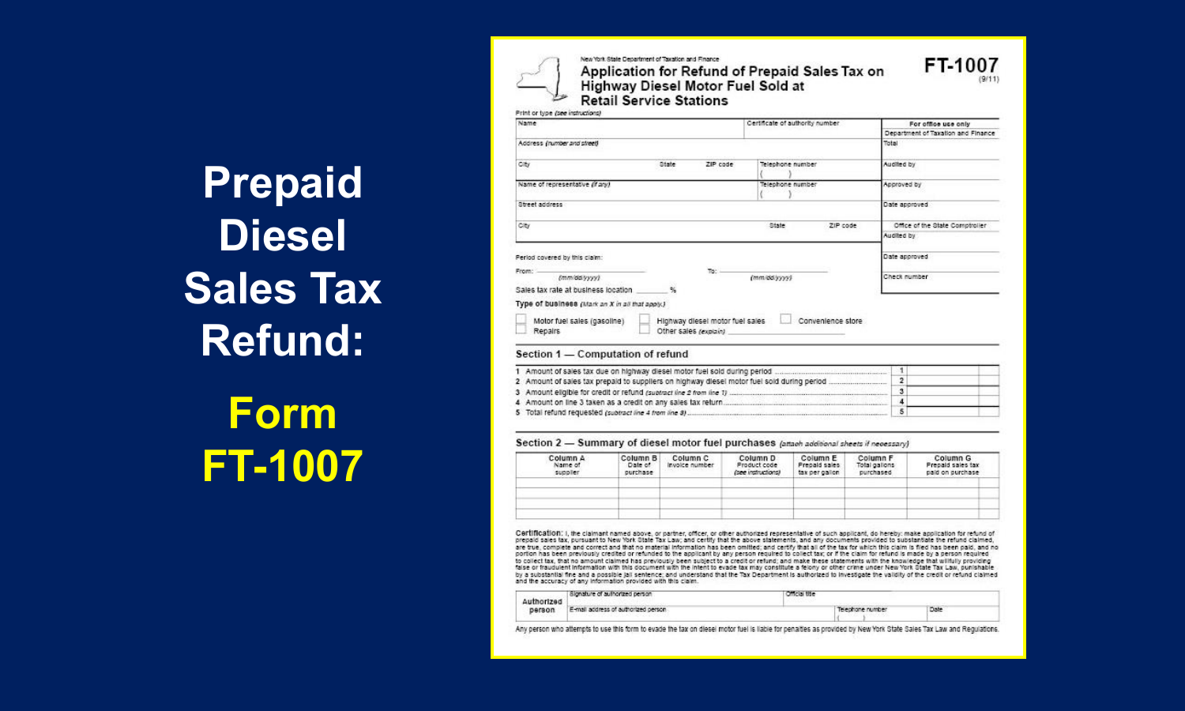# Prepaid Diesel Sales Tax Refund:

## Form FT-1007

New York State Department of Taxation and Finance

**Application for Refund of Prepaid Sales Tax on Highway Diesel Motor Fuel Sold at Retail Service Stations**

**FT-1007** (9/11)

Print or type *(see instructions)*

| Name | | | Certificate of authority number | For office use only |
|---|---|---|---|---|
| | | | | Department of Taxation and Finance |
| Address *(number and street)* | | | | Total |
| City | State | ZIP code | Telephone number ( ) | Audited by |
| Name of representative *(if any)* | | | Telephone number ( ) | Approved by |
| Street address | | | | Date approved |
| City | State | ZIP code | | Office of the State Comptroller |
| | | | | Audited by |
| | | | | Date approved |
| | | | | Check number |

Period covered by this claim:

From: ________ *(mm/dd/yyyy)* To: ________ *(mm/dd/yyyy)*

Sales tax rate at business location ______ %

**Type of business** *(Mark an X in all that apply.)*

- ☐ Motor fuel sales (gasoline)
- ☐ Highway diesel motor fuel sales
- ☐ Convenience store
- ☐ Repairs
- ☐ Other sales *(explain)* ________

### Section 1 — Computation of refund

| | | | |
|---|---|---|---|
| 1 | Amount of sales tax due on highway diesel motor fuel sold during period | 1 | |
| 2 | Amount of sales tax prepaid to suppliers on highway diesel motor fuel sold during period | 2 | |
| 3 | Amount eligible for credit or refund *(subtract line 2 from line 1)* | 3 | |
| 4 | Amount on line 3 taken as a credit on any sales tax return | 4 | |
| 5 | Total refund requested *(subtract line 4 from line 3)* | 5 | |

### Section 2 — Summary of diesel motor fuel purchases *(attach additional sheets if necessary)*

| Column A Name of supplier | Column B Date of purchase | Column C Invoice number | Column D Product code *(see instructions)* | Column E Prepaid sales tax per gallon | Column F Total gallons purchased | Column G Prepaid sales tax paid on purchase |
|---|---|---|---|---|---|---|
| | | | | | | |
| | | | | | | |
| | | | | | | |
| | | | | | | |

**Certification:** I, the claimant named above, or partner, officer, or other authorized representative of such applicant, do hereby: make application for refund of prepaid sales tax, pursuant to New York State Tax Law; and certify that all the above statements, and any documents provided to substantiate the refund claimed, are true, complete and correct and that no material information has been omitted; and certify that all of the tax for which this claim is filed has been paid, and no portion has been previously credited or refunded to the applicant by any person required to collect tax; or if the claim for refund is made by a person required to collect tax, that no amount claimed has previously been subject to a credit or refund; and make these statements with the knowledge that willfully providing false or fraudulent information with this document with the intent to evade tax may constitute a felony or other crime under New York State Tax Law, punishable by a substantial fine and a possible jail sentence; and understand that the Tax Department is authorized to investigate the validity of the credit or refund claimed and the accuracy of any information provided with this claim.

| Authorized person | Signature of authorized person | | Official title |
|---|---|---|---|
| | E-mail address of authorized person | Telephone number ( ) | Date |

Any person who attempts to use this form to evade the tax on diesel motor fuel is liable for penalties as provided by New York State Sales Tax Law and Regulations.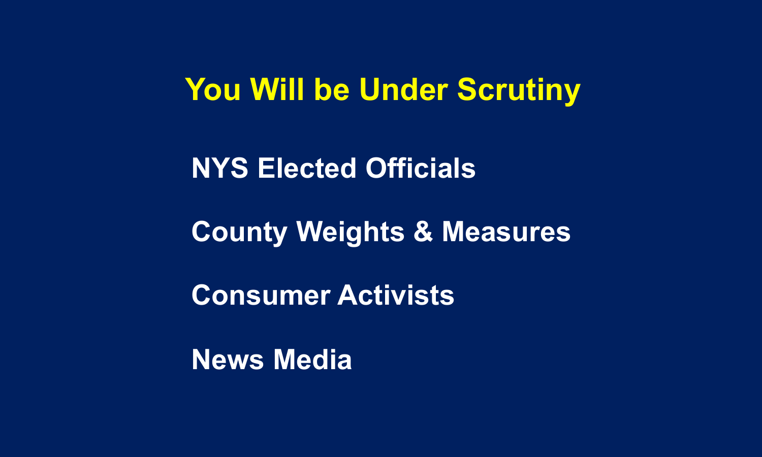# You Will be Under Scrutiny

- NYS Elected Officials
- County Weights & Measures
- Consumer Activists
- News Media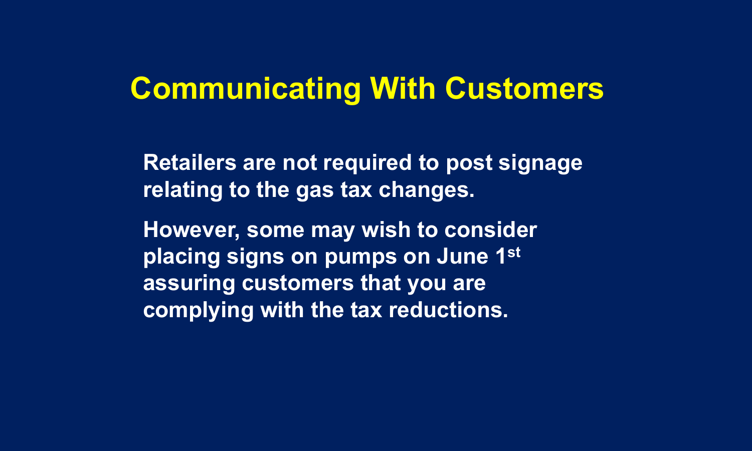# Communicating With Customers

Retailers are not required to post signage relating to the gas tax changes.

However, some may wish to consider placing signs on pumps on June 1st assuring customers that you are complying with the tax reductions.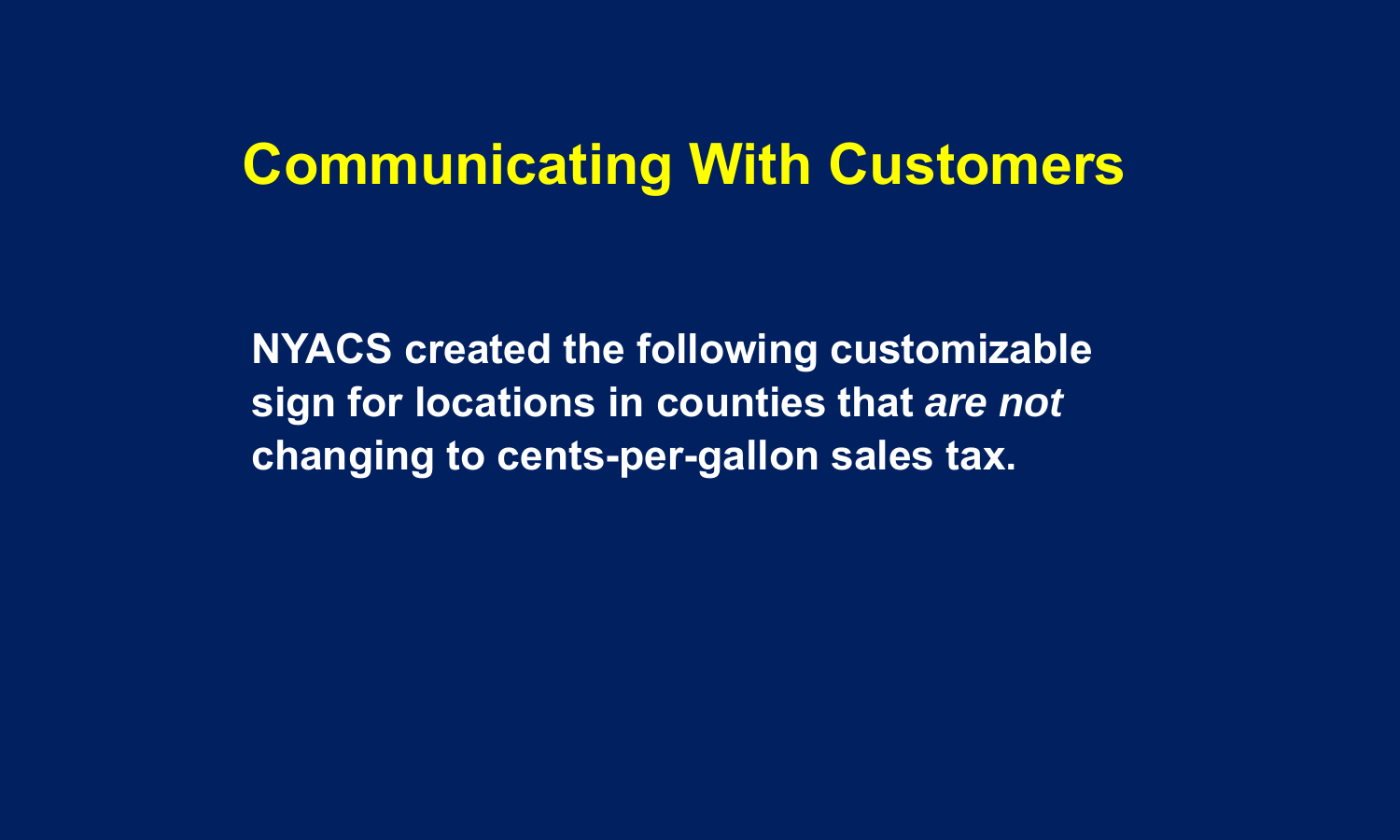# Communicating With Customers

**NYACS created the following customizable sign for locations in counties that *are not* changing to cents-per-gallon sales tax.**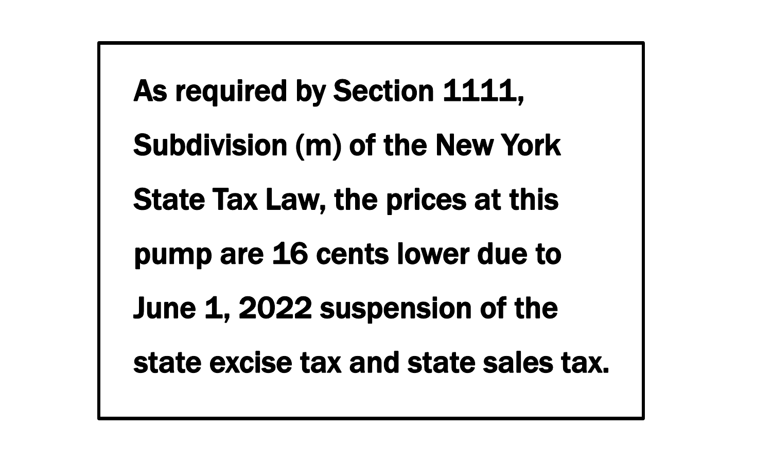**As required by Section 1111, Subdivision (m) of the New York State Tax Law, the prices at this pump are 16 cents lower due to June 1, 2022 suspension of the state excise tax and state sales tax.**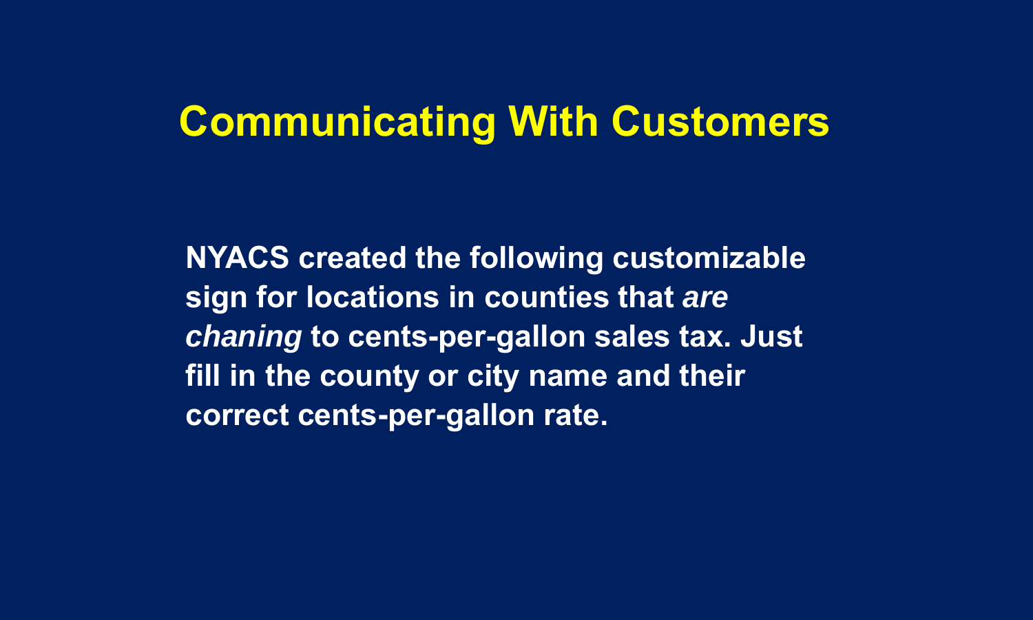# Communicating With Customers

**NYACS created the following customizable sign for locations in counties that *are chaning* to cents-per-gallon sales tax. Just fill in the county or city name and their correct cents-per-gallon rate.**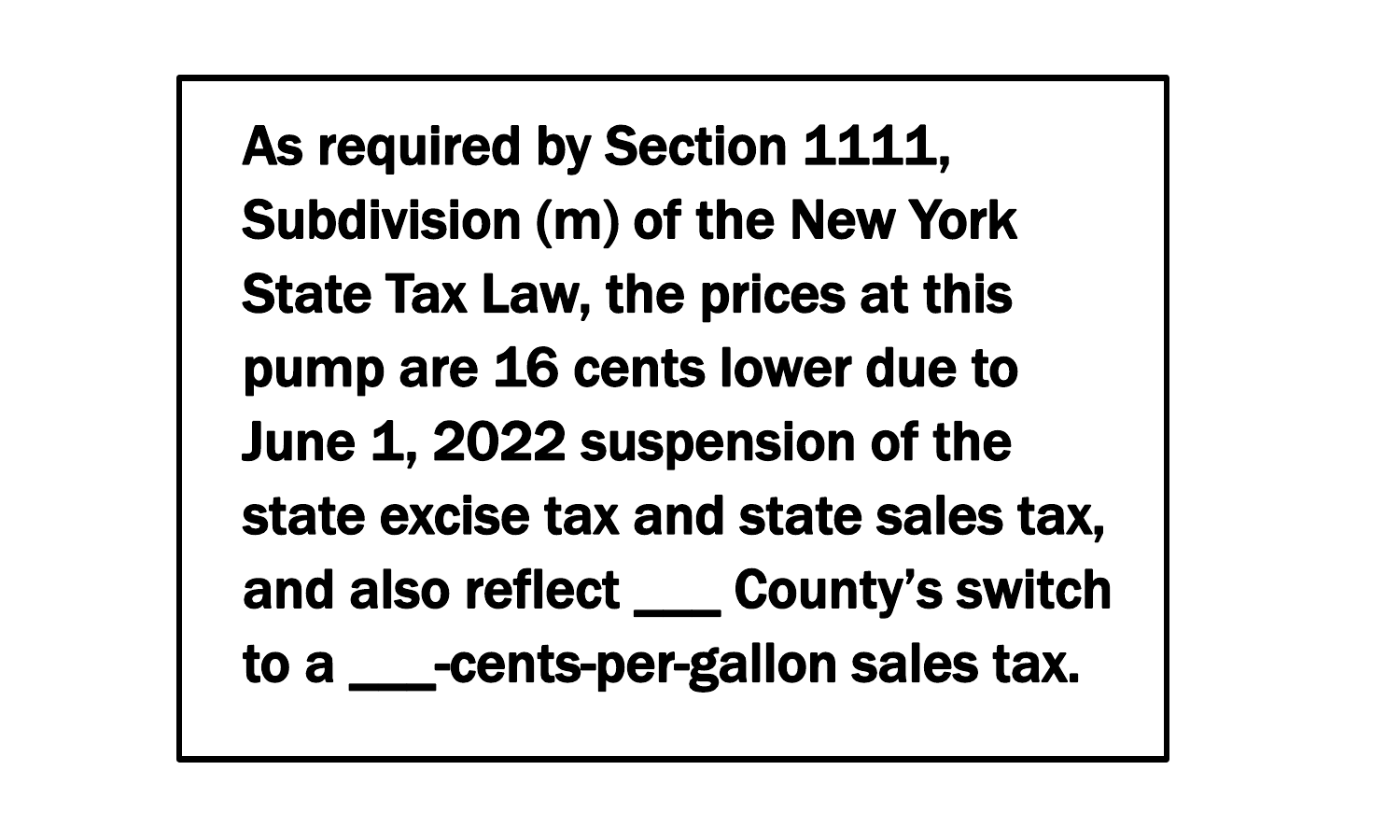**As required by Section 1111, Subdivision (m) of the New York State Tax Law, the prices at this pump are 16 cents lower due to June 1, 2022 suspension of the state excise tax and state sales tax, and also reflect ___ County's switch to a ___-cents-per-gallon sales tax.**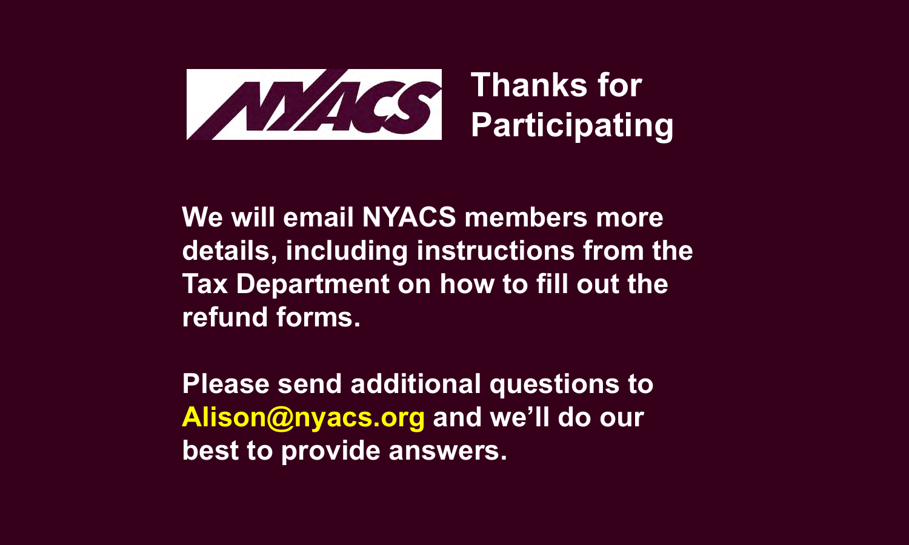# Thanks for Participating

**We will email NYACS members more details, including instructions from the Tax Department on how to fill out the refund forms.**

**Please send additional questions to Alison@nyacs.org and we'll do our best to provide answers.**